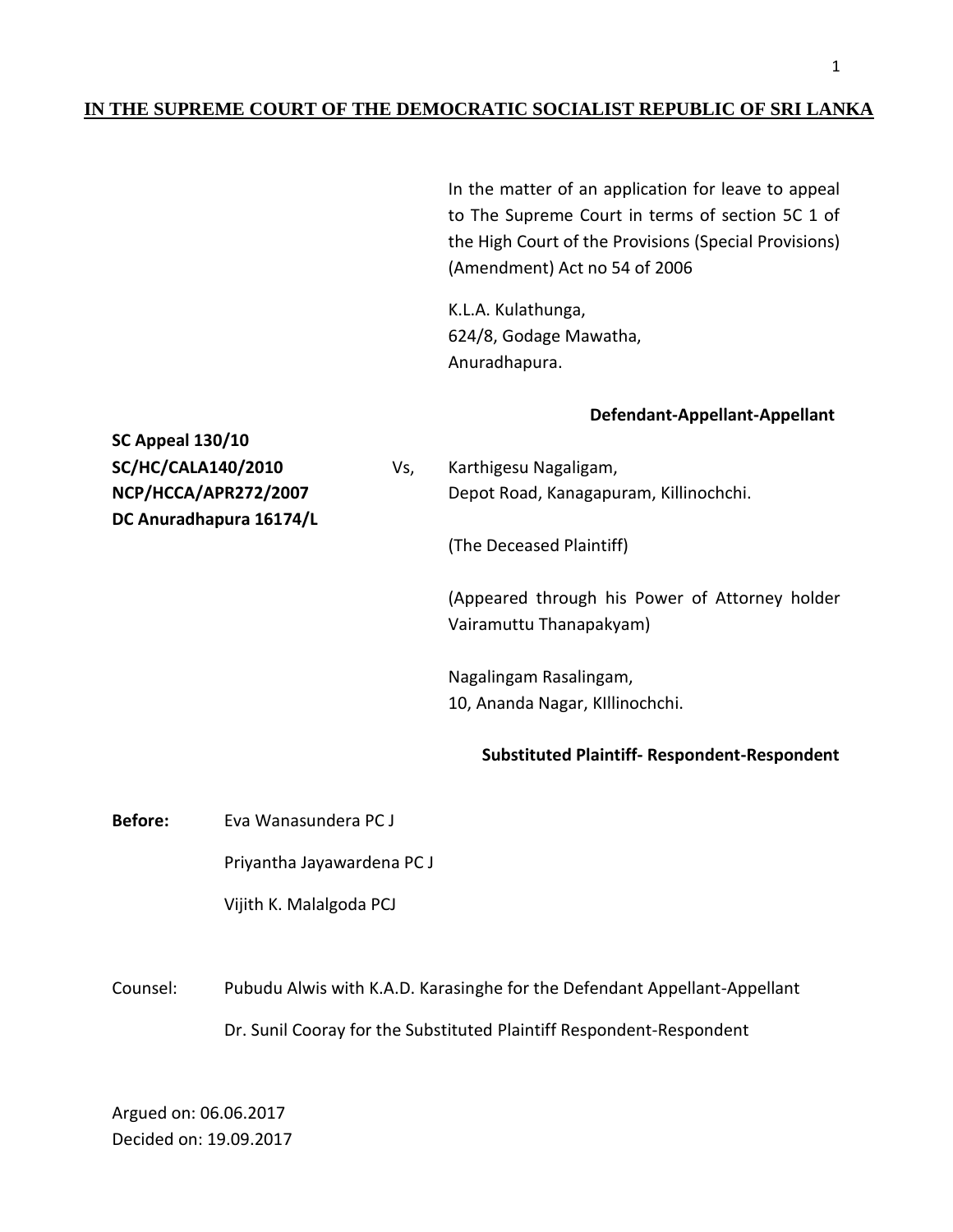**IN THE SUPREME COURT OF THE DEMOCRATIC SOCIALIST REPUBLIC OF SRI LANKA**

In the matter of an application for leave to appeal to The Supreme Court in terms of section 5C 1 of the High Court of the Provisions (Special Provisions) (Amendment) Act no 54 of 2006

K.L.A. Kulathunga,
624/8, Godage Mawatha,
Anuradhapura.

**Defendant-Appellant-Appellant**

**SC Appeal 130/10**
**SC/HC/CALA140/2010**
**NCP/HCCA/APR272/2007**
**DC Anuradhapura 16174/L**

Vs,

Karthigesu Nagaligam,
Depot Road, Kanagapuram, Killinochchi.

(The Deceased Plaintiff)

(Appeared through his Power of Attorney holder Vairamuttu Thanapakyam)

Nagalingam Rasalingam,
10, Ananda Nagar, KIllinochchi.

**Substituted Plaintiff- Respondent-Respondent**

**Before:** Eva Wanasundera PC J

Priyantha Jayawardena PC J

Vijith K. Malalgoda PCJ

Counsel: Pubudu Alwis with K.A.D. Karasinghe for the Defendant Appellant-Appellant

Dr. Sunil Cooray for the Substituted Plaintiff Respondent-Respondent

Argued on: 06.06.2017
Decided on: 19.09.2017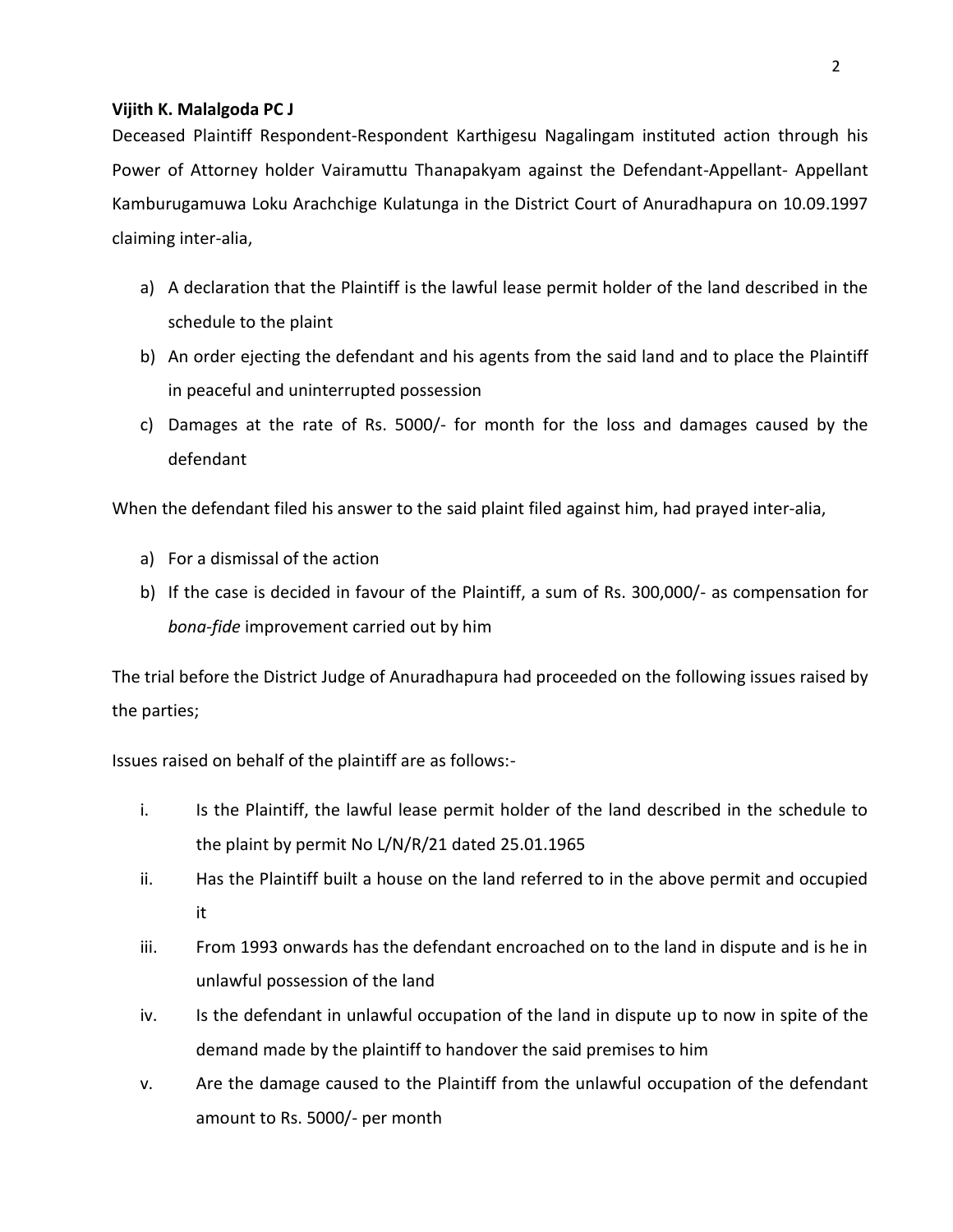**Vijith K. Malalgoda PC J**

Deceased Plaintiff Respondent-Respondent Karthigesu Nagalingam instituted action through his Power of Attorney holder Vairamuttu Thanapakyam against the Defendant-Appellant- Appellant Kamburugamuwa Loku Arachchige Kulatunga in the District Court of Anuradhapura on 10.09.1997 claiming inter-alia,

a) A declaration that the Plaintiff is the lawful lease permit holder of the land described in the schedule to the plaint
b) An order ejecting the defendant and his agents from the said land and to place the Plaintiff in peaceful and uninterrupted possession
c) Damages at the rate of Rs. 5000/- for month for the loss and damages caused by the defendant

When the defendant filed his answer to the said plaint filed against him, had prayed inter-alia,

a) For a dismissal of the action
b) If the case is decided in favour of the Plaintiff, a sum of Rs. 300,000/- as compensation for *bona-fide* improvement carried out by him

The trial before the District Judge of Anuradhapura had proceeded on the following issues raised by the parties;

Issues raised on behalf of the plaintiff are as follows:-

i. Is the Plaintiff, the lawful lease permit holder of the land described in the schedule to the plaint by permit No L/N/R/21 dated 25.01.1965
ii. Has the Plaintiff built a house on the land referred to in the above permit and occupied it
iii. From 1993 onwards has the defendant encroached on to the land in dispute and is he in unlawful possession of the land
iv. Is the defendant in unlawful occupation of the land in dispute up to now in spite of the demand made by the plaintiff to handover the said premises to him
v. Are the damage caused to the Plaintiff from the unlawful occupation of the defendant amount to Rs. 5000/- per month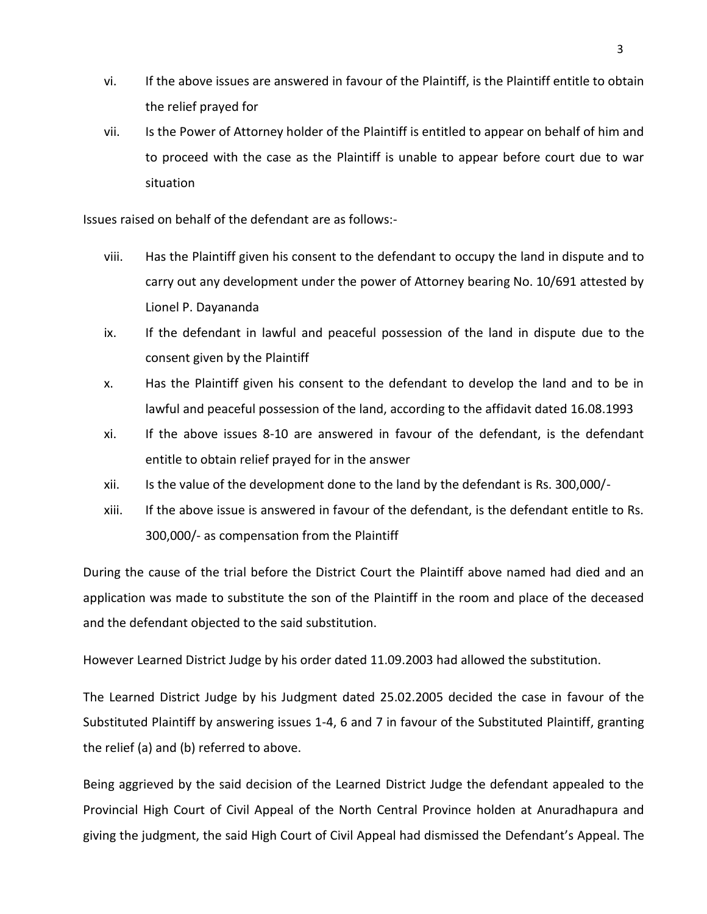vi. If the above issues are answered in favour of the Plaintiff, is the Plaintiff entitle to obtain the relief prayed for

vii. Is the Power of Attorney holder of the Plaintiff is entitled to appear on behalf of him and to proceed with the case as the Plaintiff is unable to appear before court due to war situation

Issues raised on behalf of the defendant are as follows:-

viii. Has the Plaintiff given his consent to the defendant to occupy the land in dispute and to carry out any development under the power of Attorney bearing No. 10/691 attested by Lionel P. Dayananda

ix. If the defendant in lawful and peaceful possession of the land in dispute due to the consent given by the Plaintiff

x. Has the Plaintiff given his consent to the defendant to develop the land and to be in lawful and peaceful possession of the land, according to the affidavit dated 16.08.1993

xi. If the above issues 8-10 are answered in favour of the defendant, is the defendant entitle to obtain relief prayed for in the answer

xii. Is the value of the development done to the land by the defendant is Rs. 300,000/-

xiii. If the above issue is answered in favour of the defendant, is the defendant entitle to Rs. 300,000/- as compensation from the Plaintiff

During the cause of the trial before the District Court the Plaintiff above named had died and an application was made to substitute the son of the Plaintiff in the room and place of the deceased and the defendant objected to the said substitution.

However Learned District Judge by his order dated 11.09.2003 had allowed the substitution.

The Learned District Judge by his Judgment dated 25.02.2005 decided the case in favour of the Substituted Plaintiff by answering issues 1-4, 6 and 7 in favour of the Substituted Plaintiff, granting the relief (a) and (b) referred to above.

Being aggrieved by the said decision of the Learned District Judge the defendant appealed to the Provincial High Court of Civil Appeal of the North Central Province holden at Anuradhapura and giving the judgment, the said High Court of Civil Appeal had dismissed the Defendant's Appeal. The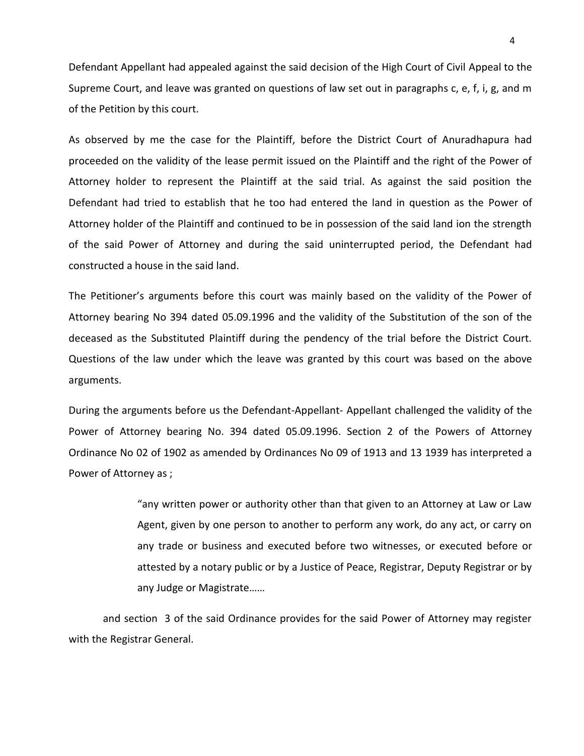Defendant Appellant had appealed against the said decision of the High Court of Civil Appeal to the Supreme Court, and leave was granted on questions of law set out in paragraphs c, e, f, i, g, and m of the Petition by this court.

As observed by me the case for the Plaintiff, before the District Court of Anuradhapura had proceeded on the validity of the lease permit issued on the Plaintiff and the right of the Power of Attorney holder to represent the Plaintiff at the said trial. As against the said position the Defendant had tried to establish that he too had entered the land in question as the Power of Attorney holder of the Plaintiff and continued to be in possession of the said land ion the strength of the said Power of Attorney and during the said uninterrupted period, the Defendant had constructed a house in the said land.

The Petitioner's arguments before this court was mainly based on the validity of the Power of Attorney bearing No 394 dated 05.09.1996 and the validity of the Substitution of the son of the deceased as the Substituted Plaintiff during the pendency of the trial before the District Court. Questions of the law under which the leave was granted by this court was based on the above arguments.

During the arguments before us the Defendant-Appellant- Appellant challenged the validity of the Power of Attorney bearing No. 394 dated 05.09.1996. Section 2 of the Powers of Attorney Ordinance No 02 of 1902 as amended by Ordinances No 09 of 1913 and 13 1939 has interpreted a Power of Attorney as ;

> "any written power or authority other than that given to an Attorney at Law or Law Agent, given by one person to another to perform any work, do any act, or carry on any trade or business and executed before two witnesses, or executed before or attested by a notary public or by a Justice of Peace, Registrar, Deputy Registrar or by any Judge or Magistrate……

and section 3 of the said Ordinance provides for the said Power of Attorney may register with the Registrar General.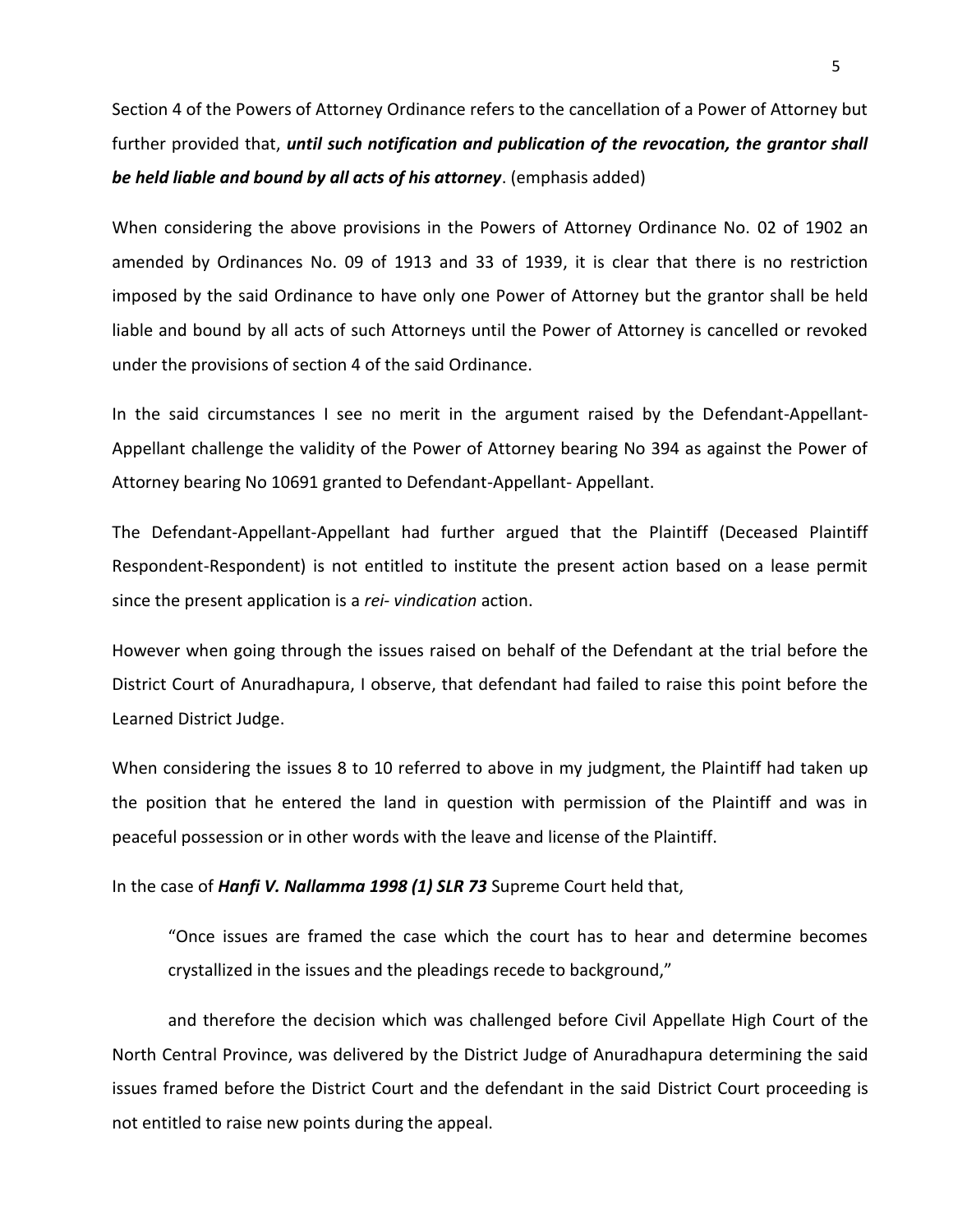Section 4 of the Powers of Attorney Ordinance refers to the cancellation of a Power of Attorney but further provided that, ***until such notification and publication of the revocation, the grantor shall be held liable and bound by all acts of his attorney***. (emphasis added)

When considering the above provisions in the Powers of Attorney Ordinance No. 02 of 1902 an amended by Ordinances No. 09 of 1913 and 33 of 1939, it is clear that there is no restriction imposed by the said Ordinance to have only one Power of Attorney but the grantor shall be held liable and bound by all acts of such Attorneys until the Power of Attorney is cancelled or revoked under the provisions of section 4 of the said Ordinance.

In the said circumstances I see no merit in the argument raised by the Defendant-Appellant-Appellant challenge the validity of the Power of Attorney bearing No 394 as against the Power of Attorney bearing No 10691 granted to Defendant-Appellant- Appellant.

The Defendant-Appellant-Appellant had further argued that the Plaintiff (Deceased Plaintiff Respondent-Respondent) is not entitled to institute the present action based on a lease permit since the present application is a *rei- vindication* action.

However when going through the issues raised on behalf of the Defendant at the trial before the District Court of Anuradhapura, I observe, that defendant had failed to raise this point before the Learned District Judge.

When considering the issues 8 to 10 referred to above in my judgment, the Plaintiff had taken up the position that he entered the land in question with permission of the Plaintiff and was in peaceful possession or in other words with the leave and license of the Plaintiff.

In the case of ***Hanfi V. Nallamma 1998 (1) SLR 73*** Supreme Court held that,

> "Once issues are framed the case which the court has to hear and determine becomes crystallized in the issues and the pleadings recede to background,"

and therefore the decision which was challenged before Civil Appellate High Court of the North Central Province, was delivered by the District Judge of Anuradhapura determining the said issues framed before the District Court and the defendant in the said District Court proceeding is not entitled to raise new points during the appeal.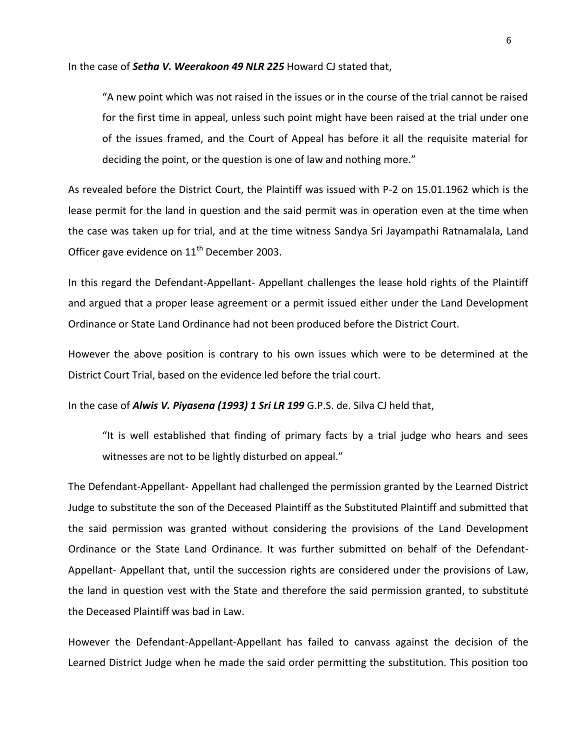In the case of ***Setha V. Weerakoon 49 NLR 225*** Howard CJ stated that,

> "A new point which was not raised in the issues or in the course of the trial cannot be raised for the first time in appeal, unless such point might have been raised at the trial under one of the issues framed, and the Court of Appeal has before it all the requisite material for deciding the point, or the question is one of law and nothing more."

As revealed before the District Court, the Plaintiff was issued with P-2 on 15.01.1962 which is the lease permit for the land in question and the said permit was in operation even at the time when the case was taken up for trial, and at the time witness Sandya Sri Jayampathi Ratnamalala, Land Officer gave evidence on 11th December 2003.

In this regard the Defendant-Appellant- Appellant challenges the lease hold rights of the Plaintiff and argued that a proper lease agreement or a permit issued either under the Land Development Ordinance or State Land Ordinance had not been produced before the District Court.

However the above position is contrary to his own issues which were to be determined at the District Court Trial, based on the evidence led before the trial court.

In the case of ***Alwis V. Piyasena (1993) 1 Sri LR 199*** G.P.S. de. Silva CJ held that,

> "It is well established that finding of primary facts by a trial judge who hears and sees witnesses are not to be lightly disturbed on appeal."

The Defendant-Appellant- Appellant had challenged the permission granted by the Learned District Judge to substitute the son of the Deceased Plaintiff as the Substituted Plaintiff and submitted that the said permission was granted without considering the provisions of the Land Development Ordinance or the State Land Ordinance. It was further submitted on behalf of the Defendant-Appellant- Appellant that, until the succession rights are considered under the provisions of Law, the land in question vest with the State and therefore the said permission granted, to substitute the Deceased Plaintiff was bad in Law.

However the Defendant-Appellant-Appellant has failed to canvass against the decision of the Learned District Judge when he made the said order permitting the substitution. This position too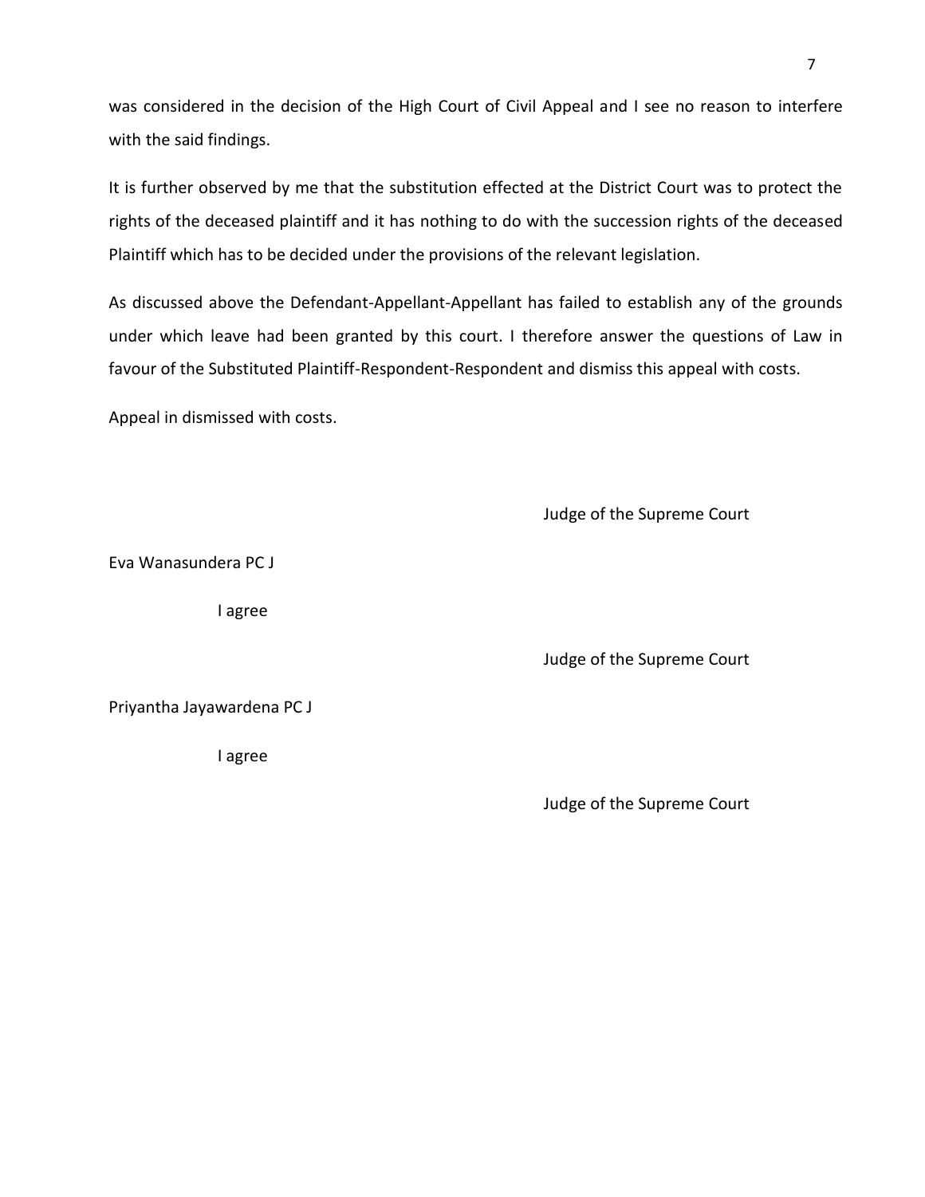was considered in the decision of the High Court of Civil Appeal and I see no reason to interfere with the said findings.

It is further observed by me that the substitution effected at the District Court was to protect the rights of the deceased plaintiff and it has nothing to do with the succession rights of the deceased Plaintiff which has to be decided under the provisions of the relevant legislation.

As discussed above the Defendant-Appellant-Appellant has failed to establish any of the grounds under which leave had been granted by this court. I therefore answer the questions of Law in favour of the Substituted Plaintiff-Respondent-Respondent and dismiss this appeal with costs.

Appeal in dismissed with costs.

Judge of the Supreme Court

Eva Wanasundera PC J

I agree

Judge of the Supreme Court

Priyantha Jayawardena PC J

I agree

Judge of the Supreme Court